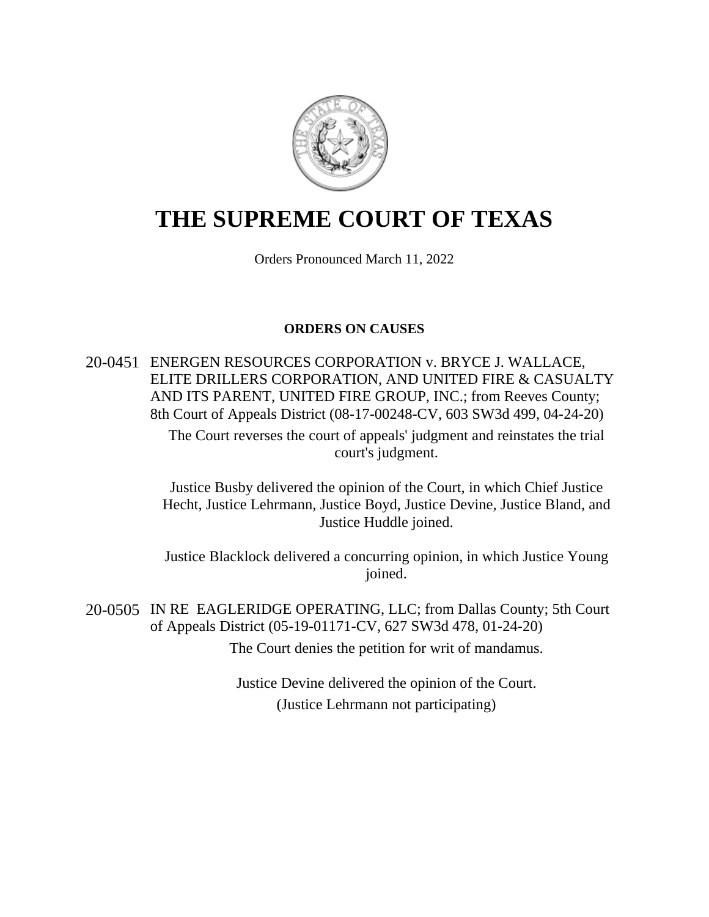# THE SUPREME COURT OF TEXAS

Orders Pronounced March 11, 2022

**ORDERS ON CAUSES**

20-0451 ENERGEN RESOURCES CORPORATION v. BRYCE J. WALLACE, ELITE DRILLERS CORPORATION, AND UNITED FIRE & CASUALTY AND ITS PARENT, UNITED FIRE GROUP, INC.; from Reeves County; 8th Court of Appeals District (08-17-00248-CV, 603 SW3d 499, 04-24-20)

The Court reverses the court of appeals' judgment and reinstates the trial court's judgment.

Justice Busby delivered the opinion of the Court, in which Chief Justice Hecht, Justice Lehrmann, Justice Boyd, Justice Devine, Justice Bland, and Justice Huddle joined.

Justice Blacklock delivered a concurring opinion, in which Justice Young joined.

20-0505 IN RE EAGLERIDGE OPERATING, LLC; from Dallas County; 5th Court of Appeals District (05-19-01171-CV, 627 SW3d 478, 01-24-20)

The Court denies the petition for writ of mandamus.

Justice Devine delivered the opinion of the Court.

(Justice Lehrmann not participating)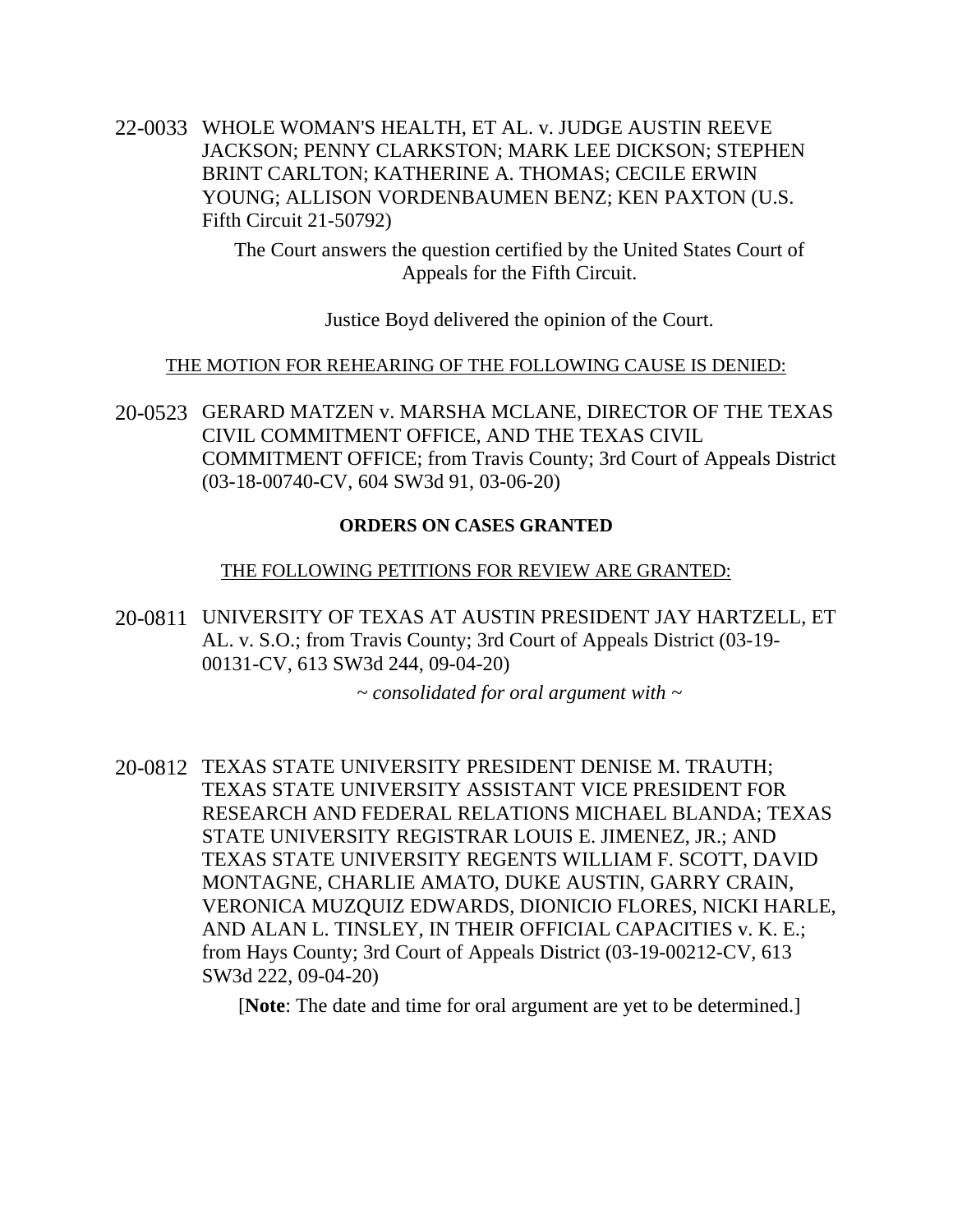22-0033 WHOLE WOMAN'S HEALTH, ET AL. v. JUDGE AUSTIN REEVE JACKSON; PENNY CLARKSTON; MARK LEE DICKSON; STEPHEN BRINT CARLTON; KATHERINE A. THOMAS; CECILE ERWIN YOUNG; ALLISON VORDENBAUMEN BENZ; KEN PAXTON (U.S. Fifth Circuit 21-50792)

The Court answers the question certified by the United States Court of Appeals for the Fifth Circuit.

Justice Boyd delivered the opinion of the Court.

THE MOTION FOR REHEARING OF THE FOLLOWING CAUSE IS DENIED:

20-0523 GERARD MATZEN v. MARSHA MCLANE, DIRECTOR OF THE TEXAS CIVIL COMMITMENT OFFICE, AND THE TEXAS CIVIL COMMITMENT OFFICE; from Travis County; 3rd Court of Appeals District (03-18-00740-CV, 604 SW3d 91, 03-06-20)

**ORDERS ON CASES GRANTED**

THE FOLLOWING PETITIONS FOR REVIEW ARE GRANTED:

20-0811 UNIVERSITY OF TEXAS AT AUSTIN PRESIDENT JAY HARTZELL, ET AL. v. S.O.; from Travis County; 3rd Court of Appeals District (03-19-00131-CV, 613 SW3d 244, 09-04-20)

*~ consolidated for oral argument with ~*

20-0812 TEXAS STATE UNIVERSITY PRESIDENT DENISE M. TRAUTH; TEXAS STATE UNIVERSITY ASSISTANT VICE PRESIDENT FOR RESEARCH AND FEDERAL RELATIONS MICHAEL BLANDA; TEXAS STATE UNIVERSITY REGISTRAR LOUIS E. JIMENEZ, JR.; AND TEXAS STATE UNIVERSITY REGENTS WILLIAM F. SCOTT, DAVID MONTAGNE, CHARLIE AMATO, DUKE AUSTIN, GARRY CRAIN, VERONICA MUZQUIZ EDWARDS, DIONICIO FLORES, NICKI HARLE, AND ALAN L. TINSLEY, IN THEIR OFFICIAL CAPACITIES v. K. E.; from Hays County; 3rd Court of Appeals District (03-19-00212-CV, 613 SW3d 222, 09-04-20)

[**Note**: The date and time for oral argument are yet to be determined.]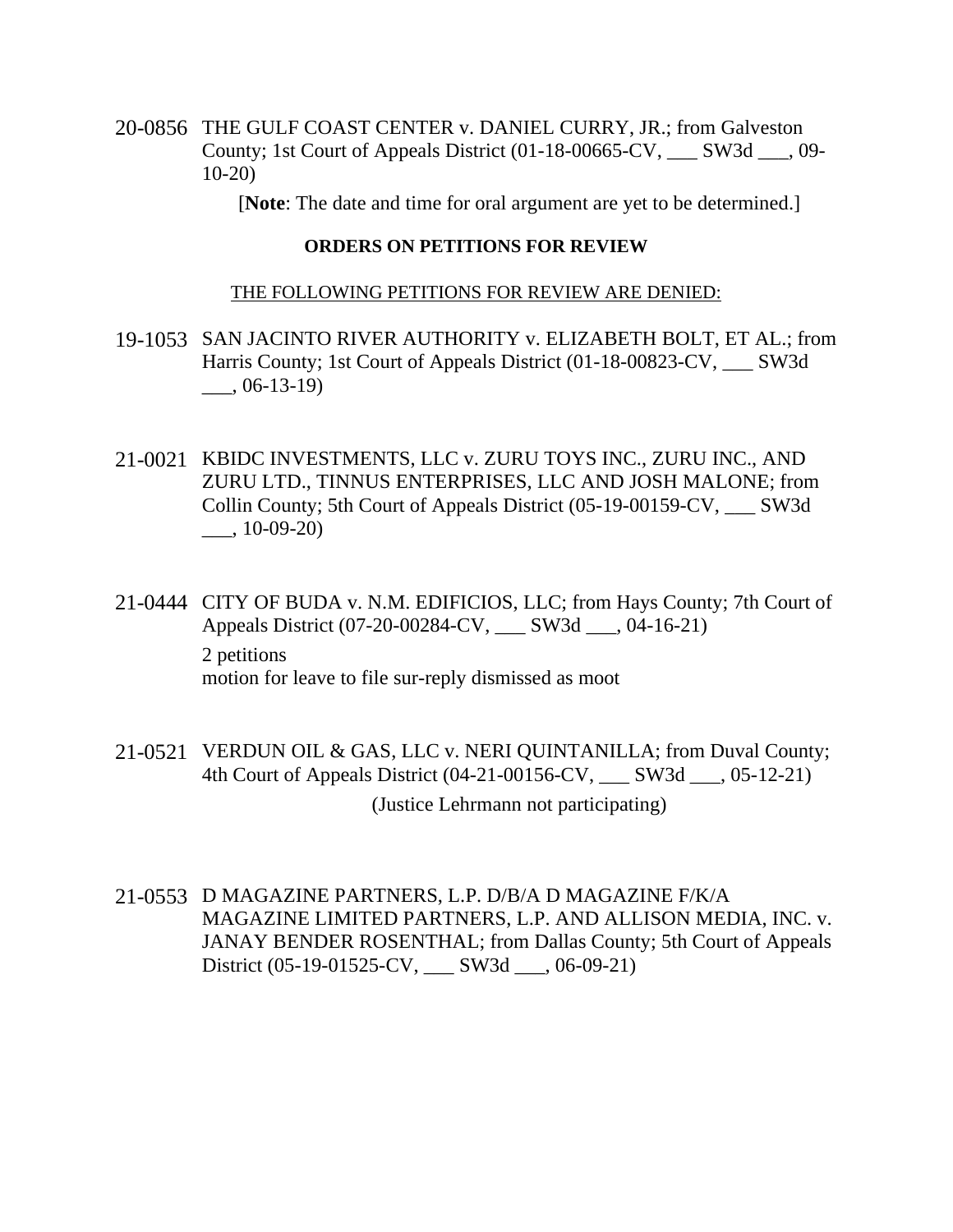20-0856 THE GULF COAST CENTER v. DANIEL CURRY, JR.; from Galveston County; 1st Court of Appeals District (01-18-00665-CV, ___ SW3d ___, 09-10-20)

[**Note**: The date and time for oral argument are yet to be determined.]

**ORDERS ON PETITIONS FOR REVIEW**

THE FOLLOWING PETITIONS FOR REVIEW ARE DENIED:

19-1053 SAN JACINTO RIVER AUTHORITY v. ELIZABETH BOLT, ET AL.; from Harris County; 1st Court of Appeals District (01-18-00823-CV, ___ SW3d ___, 06-13-19)

21-0021 KBIDC INVESTMENTS, LLC v. ZURU TOYS INC., ZURU INC., AND ZURU LTD., TINNUS ENTERPRISES, LLC AND JOSH MALONE; from Collin County; 5th Court of Appeals District (05-19-00159-CV, ___ SW3d ___, 10-09-20)

21-0444 CITY OF BUDA v. N.M. EDIFICIOS, LLC; from Hays County; 7th Court of Appeals District (07-20-00284-CV, ___ SW3d ___, 04-16-21)

2 petitions
motion for leave to file sur-reply dismissed as moot

21-0521 VERDUN OIL & GAS, LLC v. NERI QUINTANILLA; from Duval County; 4th Court of Appeals District (04-21-00156-CV, ___ SW3d ___, 05-12-21)

(Justice Lehrmann not participating)

21-0553 D MAGAZINE PARTNERS, L.P. D/B/A D MAGAZINE F/K/A MAGAZINE LIMITED PARTNERS, L.P. AND ALLISON MEDIA, INC. v. JANAY BENDER ROSENTHAL; from Dallas County; 5th Court of Appeals District (05-19-01525-CV, ___ SW3d ___, 06-09-21)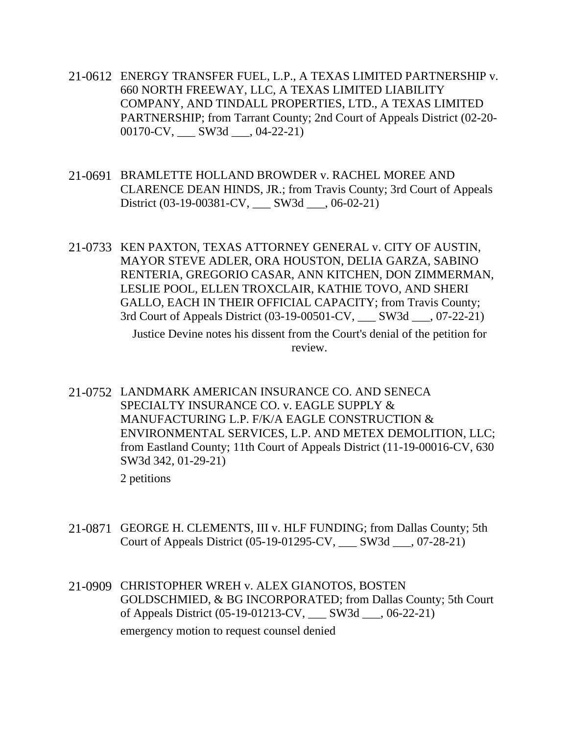21-0612 ENERGY TRANSFER FUEL, L.P., A TEXAS LIMITED PARTNERSHIP v. 660 NORTH FREEWAY, LLC, A TEXAS LIMITED LIABILITY COMPANY, AND TINDALL PROPERTIES, LTD., A TEXAS LIMITED PARTNERSHIP; from Tarrant County; 2nd Court of Appeals District (02-20-00170-CV, ___ SW3d ___, 04-22-21)

21-0691 BRAMLETTE HOLLAND BROWDER v. RACHEL MOREE AND CLARENCE DEAN HINDS, JR.; from Travis County; 3rd Court of Appeals District (03-19-00381-CV, ___ SW3d ___, 06-02-21)

21-0733 KEN PAXTON, TEXAS ATTORNEY GENERAL v. CITY OF AUSTIN, MAYOR STEVE ADLER, ORA HOUSTON, DELIA GARZA, SABINO RENTERIA, GREGORIO CASAR, ANN KITCHEN, DON ZIMMERMAN, LESLIE POOL, ELLEN TROXCLAIR, KATHIE TOVO, AND SHERI GALLO, EACH IN THEIR OFFICIAL CAPACITY; from Travis County; 3rd Court of Appeals District (03-19-00501-CV, ___ SW3d ___, 07-22-21)

Justice Devine notes his dissent from the Court's denial of the petition for review.

21-0752 LANDMARK AMERICAN INSURANCE CO. AND SENECA SPECIALTY INSURANCE CO. v. EAGLE SUPPLY & MANUFACTURING L.P. F/K/A EAGLE CONSTRUCTION & ENVIRONMENTAL SERVICES, L.P. AND METEX DEMOLITION, LLC; from Eastland County; 11th Court of Appeals District (11-19-00016-CV, 630 SW3d 342, 01-29-21)

2 petitions

21-0871 GEORGE H. CLEMENTS, III v. HLF FUNDING; from Dallas County; 5th Court of Appeals District (05-19-01295-CV, ___ SW3d ___, 07-28-21)

21-0909 CHRISTOPHER WREH v. ALEX GIANOTOS, BOSTEN GOLDSCHMIED, & BG INCORPORATED; from Dallas County; 5th Court of Appeals District (05-19-01213-CV, ___ SW3d ___, 06-22-21)

emergency motion to request counsel denied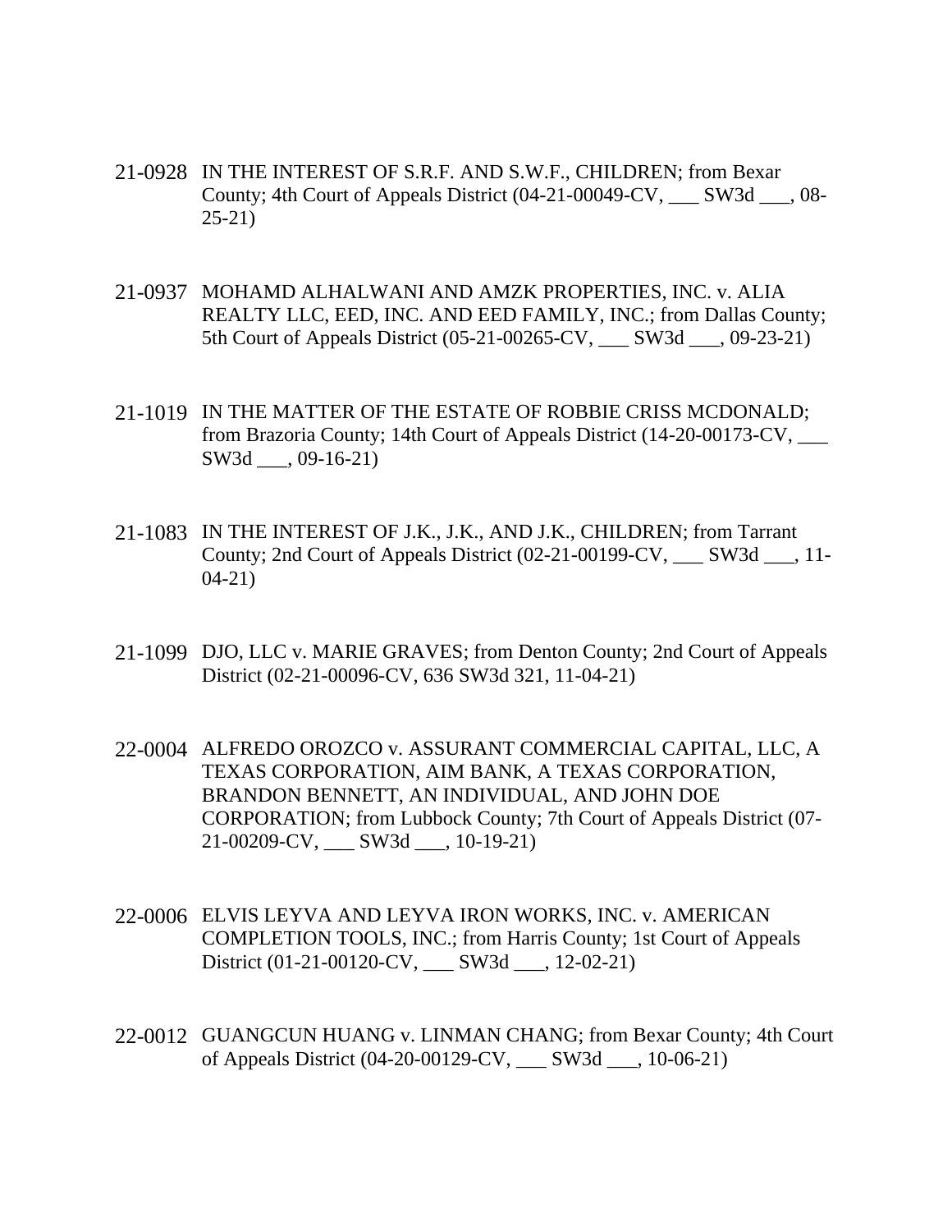21-0928 IN THE INTEREST OF S.R.F. AND S.W.F., CHILDREN; from Bexar County; 4th Court of Appeals District (04-21-00049-CV, ___ SW3d ___, 08-25-21)

21-0937 MOHAMD ALHALWANI AND AMZK PROPERTIES, INC. v. ALIA REALTY LLC, EED, INC. AND EED FAMILY, INC.; from Dallas County; 5th Court of Appeals District (05-21-00265-CV, ___ SW3d ___, 09-23-21)

21-1019 IN THE MATTER OF THE ESTATE OF ROBBIE CRISS MCDONALD; from Brazoria County; 14th Court of Appeals District (14-20-00173-CV, ___ SW3d ___, 09-16-21)

21-1083 IN THE INTEREST OF J.K., J.K., AND J.K., CHILDREN; from Tarrant County; 2nd Court of Appeals District (02-21-00199-CV, ___ SW3d ___, 11-04-21)

21-1099 DJO, LLC v. MARIE GRAVES; from Denton County; 2nd Court of Appeals District (02-21-00096-CV, 636 SW3d 321, 11-04-21)

22-0004 ALFREDO OROZCO v. ASSURANT COMMERCIAL CAPITAL, LLC, A TEXAS CORPORATION, AIM BANK, A TEXAS CORPORATION, BRANDON BENNETT, AN INDIVIDUAL, AND JOHN DOE CORPORATION; from Lubbock County; 7th Court of Appeals District (07-21-00209-CV, ___ SW3d ___, 10-19-21)

22-0006 ELVIS LEYVA AND LEYVA IRON WORKS, INC. v. AMERICAN COMPLETION TOOLS, INC.; from Harris County; 1st Court of Appeals District (01-21-00120-CV, ___ SW3d ___, 12-02-21)

22-0012 GUANGCUN HUANG v. LINMAN CHANG; from Bexar County; 4th Court of Appeals District (04-20-00129-CV, ___ SW3d ___, 10-06-21)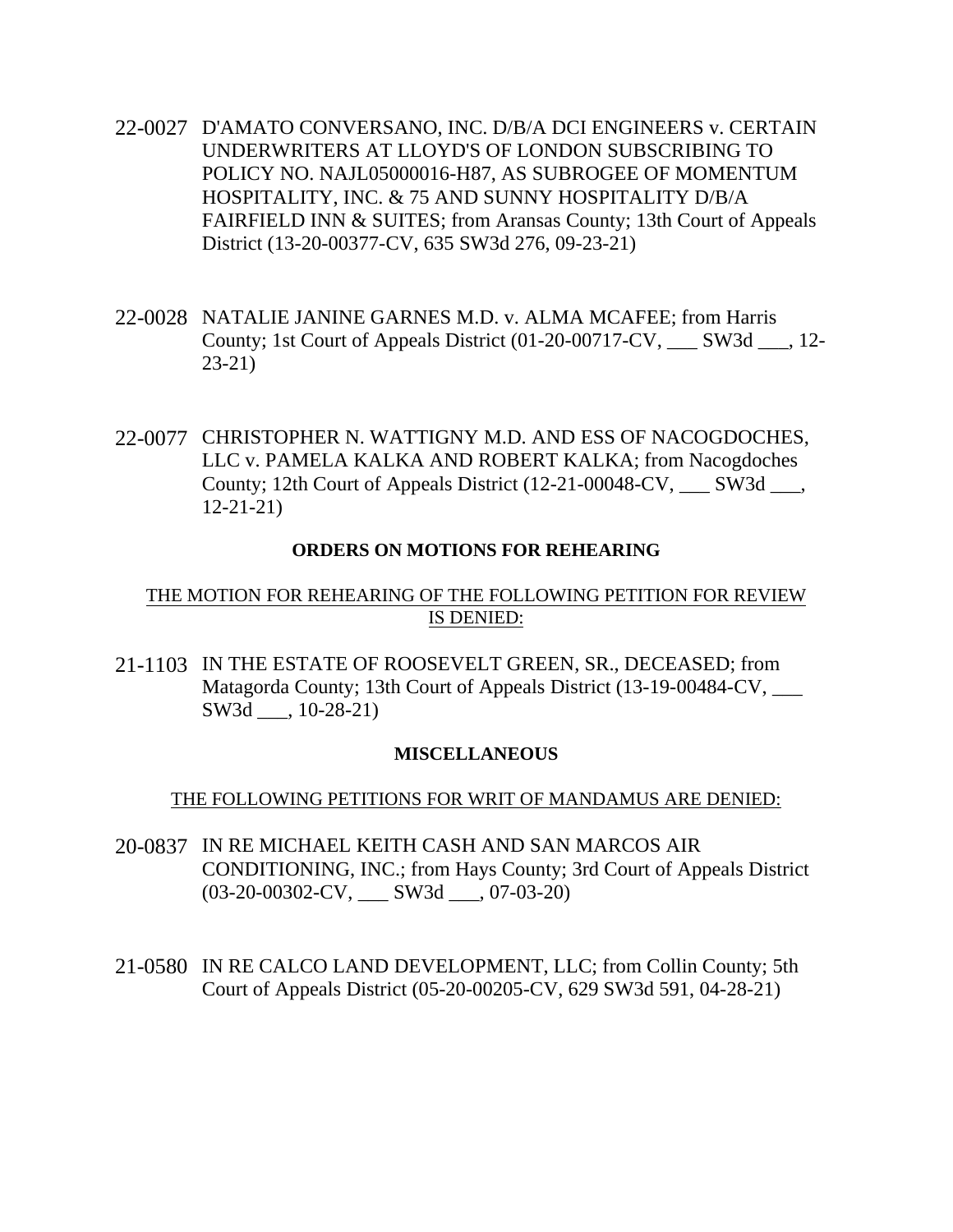22-0027 D'AMATO CONVERSANO, INC. D/B/A DCI ENGINEERS v. CERTAIN UNDERWRITERS AT LLOYD'S OF LONDON SUBSCRIBING TO POLICY NO. NAJL05000016-H87, AS SUBROGEE OF MOMENTUM HOSPITALITY, INC. & 75 AND SUNNY HOSPITALITY D/B/A FAIRFIELD INN & SUITES; from Aransas County; 13th Court of Appeals District (13-20-00377-CV, 635 SW3d 276, 09-23-21)

22-0028 NATALIE JANINE GARNES M.D. v. ALMA MCAFEE; from Harris County; 1st Court of Appeals District (01-20-00717-CV, ___ SW3d ___, 12-23-21)

22-0077 CHRISTOPHER N. WATTIGNY M.D. AND ESS OF NACOGDOCHES, LLC v. PAMELA KALKA AND ROBERT KALKA; from Nacogdoches County; 12th Court of Appeals District (12-21-00048-CV, ___ SW3d ___, 12-21-21)

**ORDERS ON MOTIONS FOR REHEARING**

THE MOTION FOR REHEARING OF THE FOLLOWING PETITION FOR REVIEW IS DENIED:

21-1103 IN THE ESTATE OF ROOSEVELT GREEN, SR., DECEASED; from Matagorda County; 13th Court of Appeals District (13-19-00484-CV, ___ SW3d ___, 10-28-21)

**MISCELLANEOUS**

THE FOLLOWING PETITIONS FOR WRIT OF MANDAMUS ARE DENIED:

20-0837 IN RE MICHAEL KEITH CASH AND SAN MARCOS AIR CONDITIONING, INC.; from Hays County; 3rd Court of Appeals District (03-20-00302-CV, ___ SW3d ___, 07-03-20)

21-0580 IN RE CALCO LAND DEVELOPMENT, LLC; from Collin County; 5th Court of Appeals District (05-20-00205-CV, 629 SW3d 591, 04-28-21)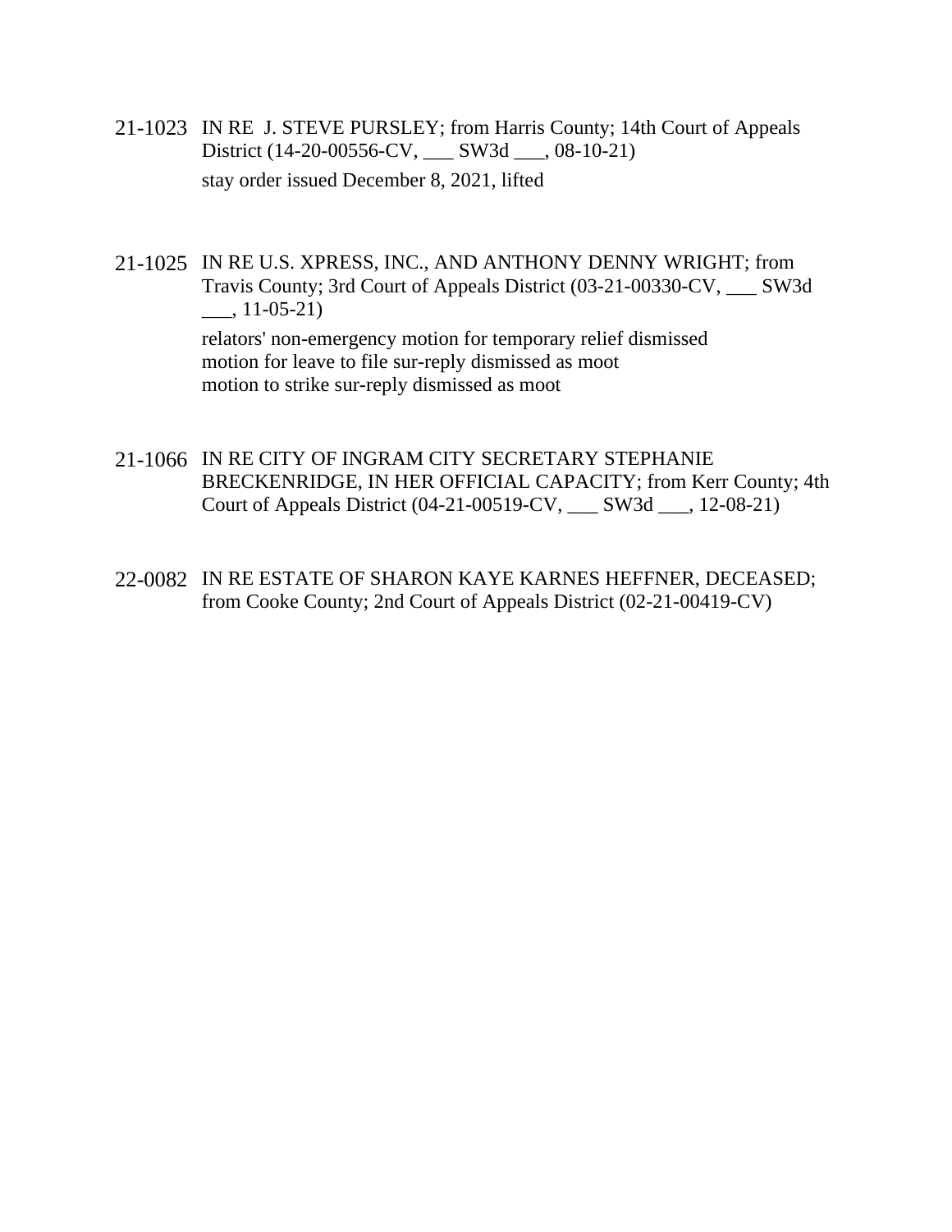21-1023 IN RE J. STEVE PURSLEY; from Harris County; 14th Court of Appeals District (14-20-00556-CV, ___ SW3d ___, 08-10-21)

stay order issued December 8, 2021, lifted

21-1025 IN RE U.S. XPRESS, INC., AND ANTHONY DENNY WRIGHT; from Travis County; 3rd Court of Appeals District (03-21-00330-CV, ___ SW3d ___, 11-05-21)

relators' non-emergency motion for temporary relief dismissed
motion for leave to file sur-reply dismissed as moot
motion to strike sur-reply dismissed as moot

21-1066 IN RE CITY OF INGRAM CITY SECRETARY STEPHANIE BRECKENRIDGE, IN HER OFFICIAL CAPACITY; from Kerr County; 4th Court of Appeals District (04-21-00519-CV, ___ SW3d ___, 12-08-21)

22-0082 IN RE ESTATE OF SHARON KAYE KARNES HEFFNER, DECEASED; from Cooke County; 2nd Court of Appeals District (02-21-00419-CV)